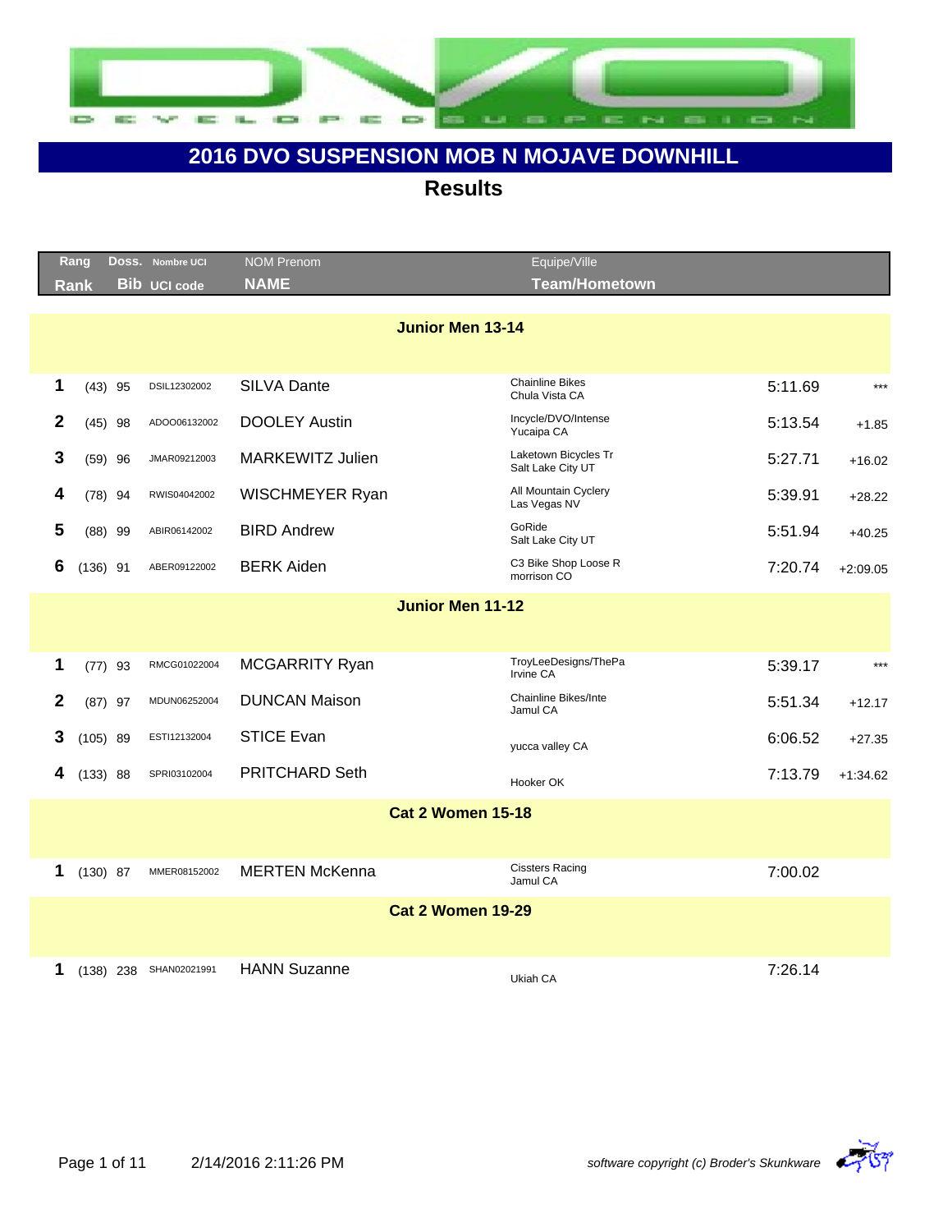# 2016 DVO SUSPENSION MOB N MOJAVE DOWNHILL

## Results

| Rang / Rank | | Doss. / Bib | Nombre UCI / UCI code | NOM Prenom / NAME | Equipe/Ville / Team/Hometown | | |
|---|---|---|---|---|---|---|---|
| **Junior Men 13-14** | | | | | | | |
| 1 | (43) | 95 | DSIL12302002 | SILVA Dante | Chainline Bikes Chula Vista CA | 5:11.69 | *** |
| 2 | (45) | 98 | ADOO06132002 | DOOLEY Austin | Incycle/DVO/Intense Yucaipa CA | 5:13.54 | +1.85 |
| 3 | (59) | 96 | JMAR09212003 | MARKEWITZ Julien | Laketown Bicycles Tr Salt Lake City UT | 5:27.71 | +16.02 |
| 4 | (78) | 94 | RWIS04042002 | WISCHMEYER Ryan | All Mountain Cyclery Las Vegas NV | 5:39.91 | +28.22 |
| 5 | (88) | 99 | ABIR06142002 | BIRD Andrew | GoRide Salt Lake City UT | 5:51.94 | +40.25 |
| 6 | (136) | 91 | ABER09122002 | BERK Aiden | C3 Bike Shop Loose R morrison CO | 7:20.74 | +2:09.05 |
| **Junior Men 11-12** | | | | | | | |
| 1 | (77) | 93 | RMCG01022004 | MCGARRITY Ryan | TroyLeeDesigns/ThePa Irvine CA | 5:39.17 | *** |
| 2 | (87) | 97 | MDUN06252004 | DUNCAN Maison | Chainline Bikes/Inte Jamul CA | 5:51.34 | +12.17 |
| 3 | (105) | 89 | ESTI12132004 | STICE Evan | yucca valley CA | 6:06.52 | +27.35 |
| 4 | (133) | 88 | SPRI03102004 | PRITCHARD Seth | Hooker OK | 7:13.79 | +1:34.62 |
| **Cat 2 Women 15-18** | | | | | | | |
| 1 | (130) | 87 | MMER08152002 | MERTEN McKenna | Cissters Racing Jamul CA | 7:00.02 | |
| **Cat 2 Women 19-29** | | | | | | | |
| 1 | (138) | 238 | SHAN02021991 | HANN Suzanne | Ukiah CA | 7:26.14 | |

2/14/2016 2:11:26 PM

*software copyright (c) Broder's Skunkware*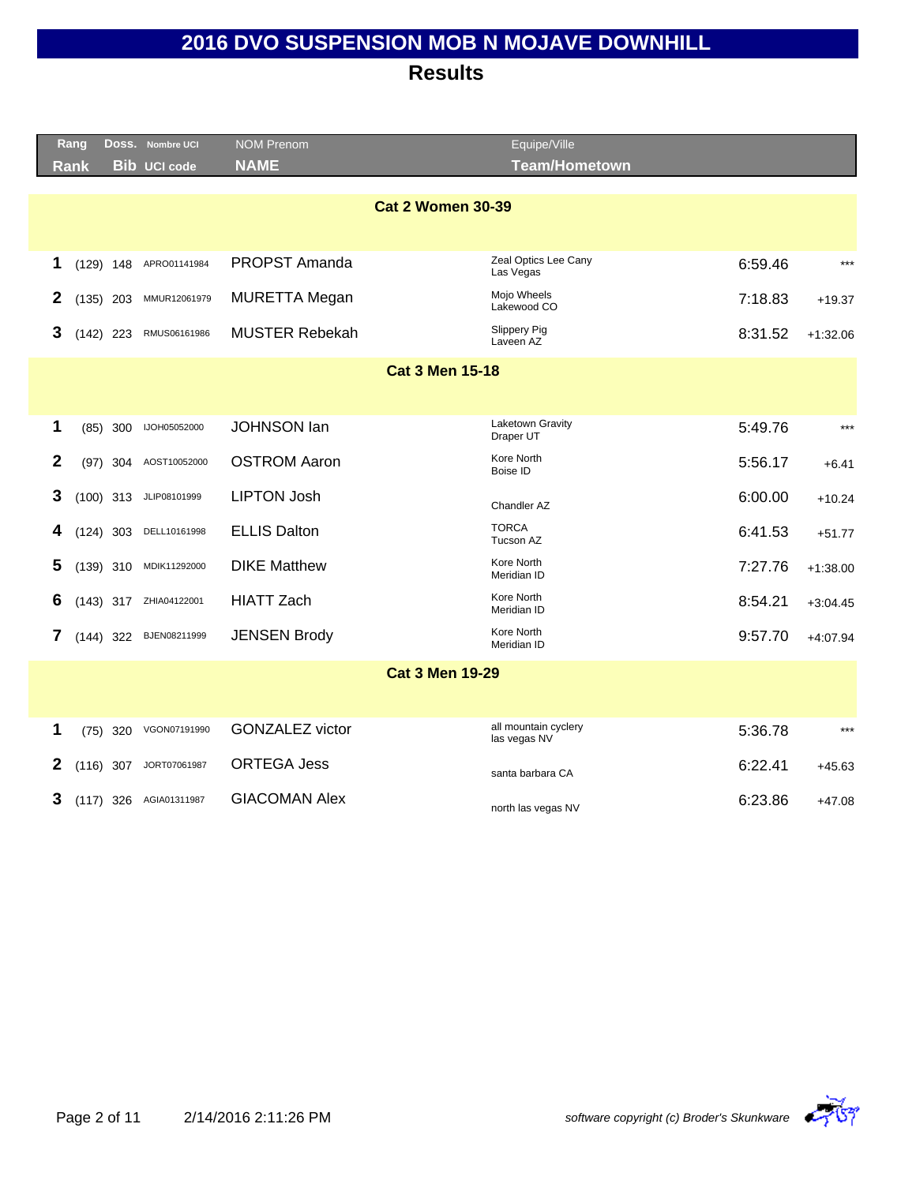# 2016 DVO SUSPENSION MOB N MOJAVE DOWNHILL

## Results

| Rang / Rank | | Doss. / Bib | Nombre UCI / UCI code | NOM Prenom / NAME | Equipe/Ville / Team/Hometown | | |
|---|---|---|---|---|---|---|---|
| **Cat 2 Women 30-39** | | | | | | | |
| 1 | (129) | 148 | APRO01141984 | PROPST Amanda | Zeal Optics Lee Cany Las Vegas | 6:59.46 | *** |
| 2 | (135) | 203 | MMUR12061979 | MURETTA Megan | Mojo Wheels Lakewood CO | 7:18.83 | +19.37 |
| 3 | (142) | 223 | RMUS06161986 | MUSTER Rebekah | Slippery Pig Laveen AZ | 8:31.52 | +1:32.06 |
| **Cat 3 Men 15-18** | | | | | | | |
| 1 | (85) | 300 | IJOH05052000 | JOHNSON Ian | Laketown Gravity Draper UT | 5:49.76 | *** |
| 2 | (97) | 304 | AOST10052000 | OSTROM Aaron | Kore North Boise ID | 5:56.17 | +6.41 |
| 3 | (100) | 313 | JLIP08101999 | LIPTON Josh | Chandler AZ | 6:00.00 | +10.24 |
| 4 | (124) | 303 | DELL10161998 | ELLIS Dalton | TORCA Tucson AZ | 6:41.53 | +51.77 |
| 5 | (139) | 310 | MDIK11292000 | DIKE Matthew | Kore North Meridian ID | 7:27.76 | +1:38.00 |
| 6 | (143) | 317 | ZHIA04122001 | HIATT Zach | Kore North Meridian ID | 8:54.21 | +3:04.45 |
| 7 | (144) | 322 | BJEN08211999 | JENSEN Brody | Kore North Meridian ID | 9:57.70 | +4:07.94 |
| **Cat 3 Men 19-29** | | | | | | | |
| 1 | (75) | 320 | VGON07191990 | GONZALEZ victor | all mountain cyclery las vegas NV | 5:36.78 | *** |
| 2 | (116) | 307 | JORT07061987 | ORTEGA Jess | santa barbara CA | 6:22.41 | +45.63 |
| 3 | (117) | 326 | AGIA01311987 | GIACOMAN Alex | north las vegas NV | 6:23.86 | +47.08 |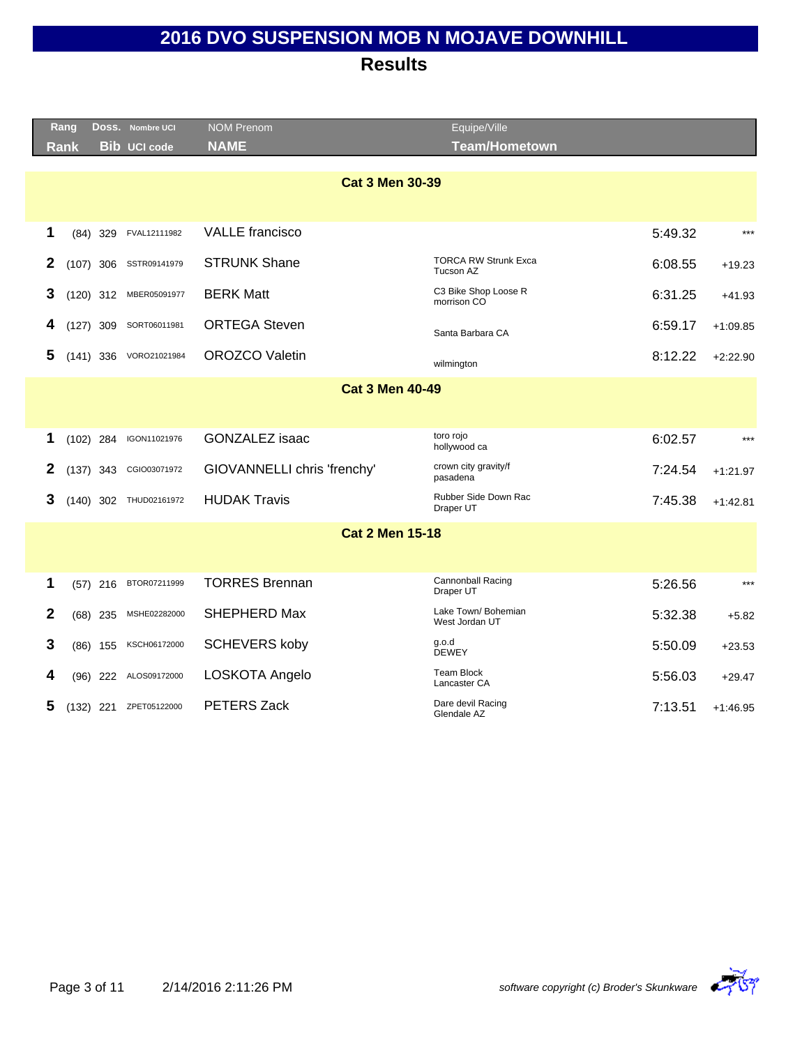# 2016 DVO SUSPENSION MOB N MOJAVE DOWNHILL

## Results

| Rang / Rank | | Doss. / Bib | Nombre UCI / UCI code | NOM Prenom / NAME | Equipe/Ville / Team/Hometown | | |
|---|---|---|---|---|---|---|---|
| **Cat 3 Men 30-39** | | | | | | | |
| 1 | (84) | 329 | FVAL12111982 | VALLE francisco | | 5:49.32 | *** |
| 2 | (107) | 306 | SSTR09141979 | STRUNK Shane | TORCA RW Strunk Exca Tucson AZ | 6:08.55 | +19.23 |
| 3 | (120) | 312 | MBER05091977 | BERK Matt | C3 Bike Shop Loose R morrison CO | 6:31.25 | +41.93 |
| 4 | (127) | 309 | SORT06011981 | ORTEGA Steven | Santa Barbara CA | 6:59.17 | +1:09.85 |
| 5 | (141) | 336 | VORO21021984 | OROZCO Valetin | wilmington | 8:12.22 | +2:22.90 |
| **Cat 3 Men 40-49** | | | | | | | |
| 1 | (102) | 284 | IGON11021976 | GONZALEZ isaac | toro rojo hollywood ca | 6:02.57 | *** |
| 2 | (137) | 343 | CGIO03071972 | GIOVANNELLI chris 'frenchy' | crown city gravity/f pasadena | 7:24.54 | +1:21.97 |
| 3 | (140) | 302 | THUD02161972 | HUDAK Travis | Rubber Side Down Rac Draper UT | 7:45.38 | +1:42.81 |
| **Cat 2 Men 15-18** | | | | | | | |
| 1 | (57) | 216 | BTOR07211999 | TORRES Brennan | Cannonball Racing Draper UT | 5:26.56 | *** |
| 2 | (68) | 235 | MSHE02282000 | SHEPHERD Max | Lake Town/ Bohemian West Jordan UT | 5:32.38 | +5.82 |
| 3 | (86) | 155 | KSCH06172000 | SCHEVERS koby | g.o.d DEWEY | 5:50.09 | +23.53 |
| 4 | (96) | 222 | ALOS09172000 | LOSKOTA Angelo | Team Block Lancaster CA | 5:56.03 | +29.47 |
| 5 | (132) | 221 | ZPET05122000 | PETERS Zack | Dare devil Racing Glendale AZ | 7:13.51 | +1:46.95 |

2/14/2016 2:11:26 PM

*software copyright (c) Broder's Skunkware*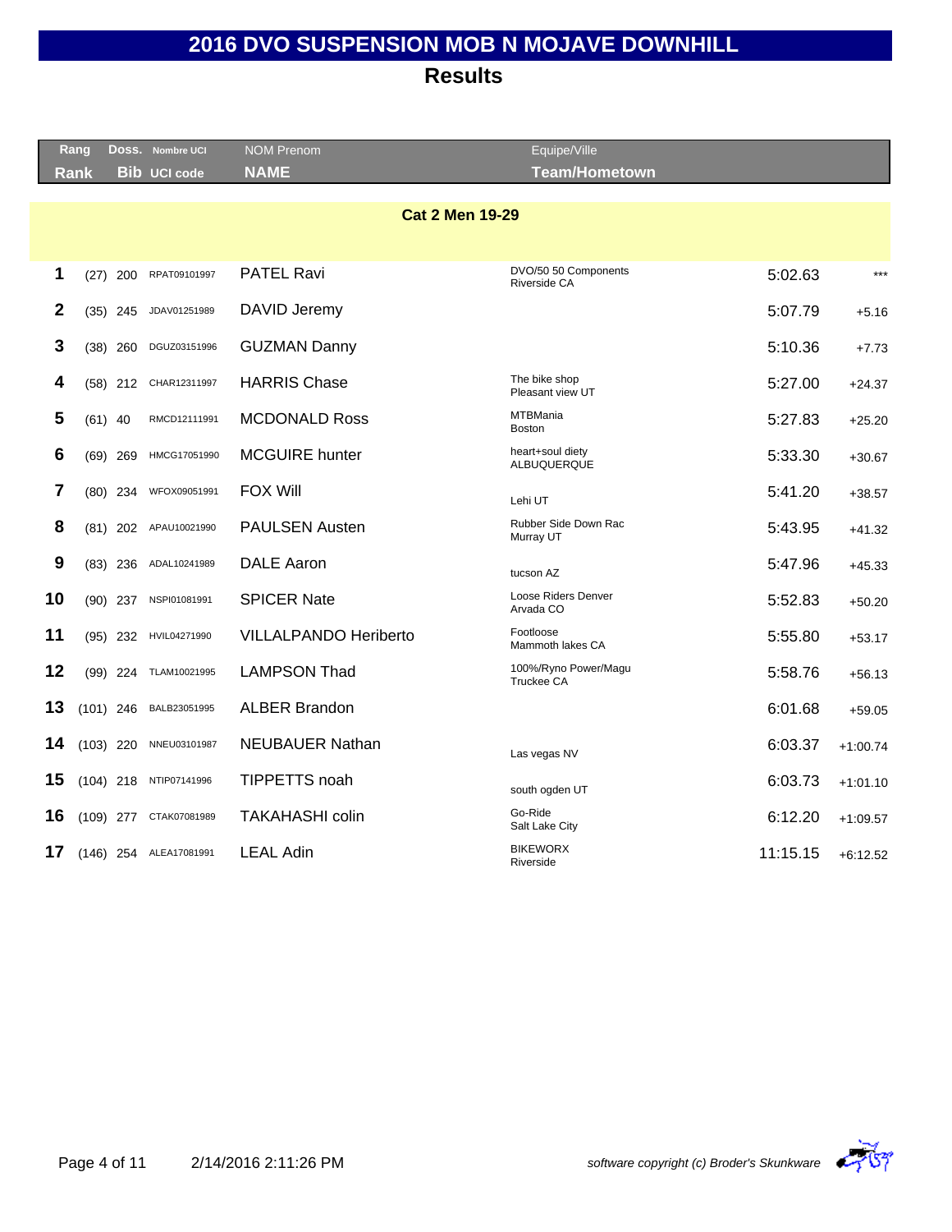# 2016 DVO SUSPENSION MOB N MOJAVE DOWNHILL

## Results

| Rang Rank | | Doss. Bib | Nombre UCI UCI code | NOM Prenom NAME | Equipe/Ville Team/Hometown | | |
|---|---|---|---|---|---|---|---|
| **Cat 2 Men 19-29** | | | | | | | |
| 1 | (27) | 200 | RPAT09101997 | PATEL Ravi | DVO/50 50 Components Riverside CA | 5:02.63 | *** |
| 2 | (35) | 245 | JDAV01251989 | DAVID Jeremy | | 5:07.79 | +5.16 |
| 3 | (38) | 260 | DGUZ03151996 | GUZMAN Danny | | 5:10.36 | +7.73 |
| 4 | (58) | 212 | CHAR12311997 | HARRIS Chase | The bike shop Pleasant view UT | 5:27.00 | +24.37 |
| 5 | (61) | 40 | RMCD12111991 | MCDONALD Ross | MTBMania Boston | 5:27.83 | +25.20 |
| 6 | (69) | 269 | HMCG17051990 | MCGUIRE hunter | heart+soul diety ALBUQUERQUE | 5:33.30 | +30.67 |
| 7 | (80) | 234 | WFOX09051991 | FOX Will | Lehi UT | 5:41.20 | +38.57 |
| 8 | (81) | 202 | APAU10021990 | PAULSEN Austen | Rubber Side Down Rac Murray UT | 5:43.95 | +41.32 |
| 9 | (83) | 236 | ADAL10241989 | DALE Aaron | tucson AZ | 5:47.96 | +45.33 |
| 10 | (90) | 237 | NSPI01081991 | SPICER Nate | Loose Riders Denver Arvada CO | 5:52.83 | +50.20 |
| 11 | (95) | 232 | HVIL04271990 | VILLALPANDO Heriberto | Footloose Mammoth lakes CA | 5:55.80 | +53.17 |
| 12 | (99) | 224 | TLAM10021995 | LAMPSON Thad | 100%/Ryno Power/Magu Truckee CA | 5:58.76 | +56.13 |
| 13 | (101) | 246 | BALB23051995 | ALBER Brandon | | 6:01.68 | +59.05 |
| 14 | (103) | 220 | NNEU03101987 | NEUBAUER Nathan | Las vegas NV | 6:03.37 | +1:00.74 |
| 15 | (104) | 218 | NTIP07141996 | TIPPETTS noah | south ogden UT | 6:03.73 | +1:01.10 |
| 16 | (109) | 277 | CTAK07081989 | TAKAHASHI colin | Go-Ride Salt Lake City | 6:12.20 | +1:09.57 |
| 17 | (146) | 254 | ALEA17081991 | LEAL Adin | BIKEWORX Riverside | 11:15.15 | +6:12.52 |

*software copyright (c) Broder's Skunkware*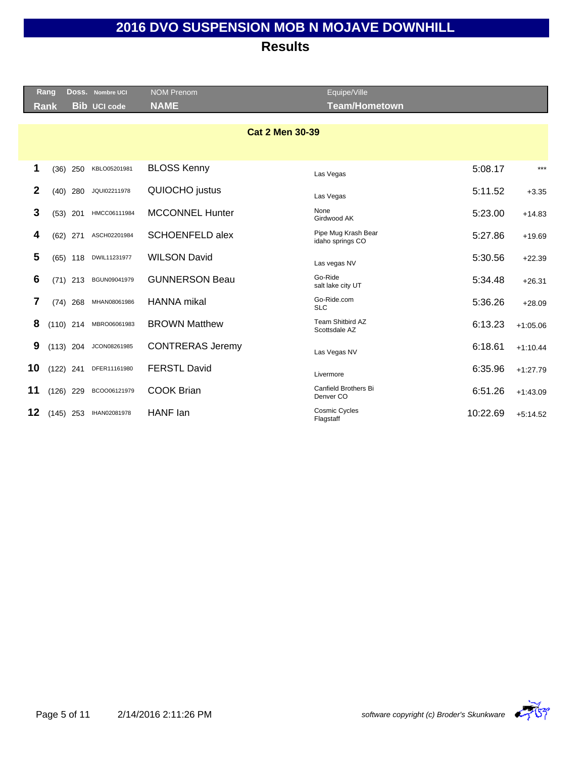# 2016 DVO SUSPENSION MOB N MOJAVE DOWNHILL

## Results

| Rang / Rank | | Doss. / Bib | Nombre UCI / UCI code | NOM Prenom / NAME | Equipe/Ville / Team/Hometown | | |
|---|---|---|---|---|---|---|---|
| **Cat 2 Men 30-39** | | | | | | | |
| 1 | (36) | 250 | KBLO05201981 | BLOSS Kenny | Las Vegas | 5:08.17 | *** |
| 2 | (40) | 280 | JQUI02211978 | QUIOCHO justus | Las Vegas | 5:11.52 | +3.35 |
| 3 | (53) | 201 | HMCC06111984 | MCCONNEL Hunter | None<br>Girdwood AK | 5:23.00 | +14.83 |
| 4 | (62) | 271 | ASCH02201984 | SCHOENFELD alex | Pipe Mug Krash Bear<br>idaho springs CO | 5:27.86 | +19.69 |
| 5 | (65) | 118 | DWIL11231977 | WILSON David | Las vegas NV | 5:30.56 | +22.39 |
| 6 | (71) | 213 | BGUN09041979 | GUNNERSON Beau | Go-Ride<br>salt lake city UT | 5:34.48 | +26.31 |
| 7 | (74) | 268 | MHAN08061986 | HANNA mikal | Go-Ride.com<br>SLC | 5:36.26 | +28.09 |
| 8 | (110) | 214 | MBRO06061983 | BROWN Matthew | Team Shitbird AZ<br>Scottsdale AZ | 6:13.23 | +1:05.06 |
| 9 | (113) | 204 | JCON08261985 | CONTRERAS Jeremy | Las Vegas NV | 6:18.61 | +1:10.44 |
| 10 | (122) | 241 | DFER11161980 | FERSTL David | Livermore | 6:35.96 | +1:27.79 |
| 11 | (126) | 229 | BCOO06121979 | COOK Brian | Canfield Brothers Bi<br>Denver CO | 6:51.26 | +1:43.09 |
| 12 | (145) | 253 | IHAN02081978 | HANF Ian | Cosmic Cycles<br>Flagstaff | 10:22.69 | +5:14.52 |

2/14/2016 2:11:26 PM

*software copyright (c) Broder's Skunkware*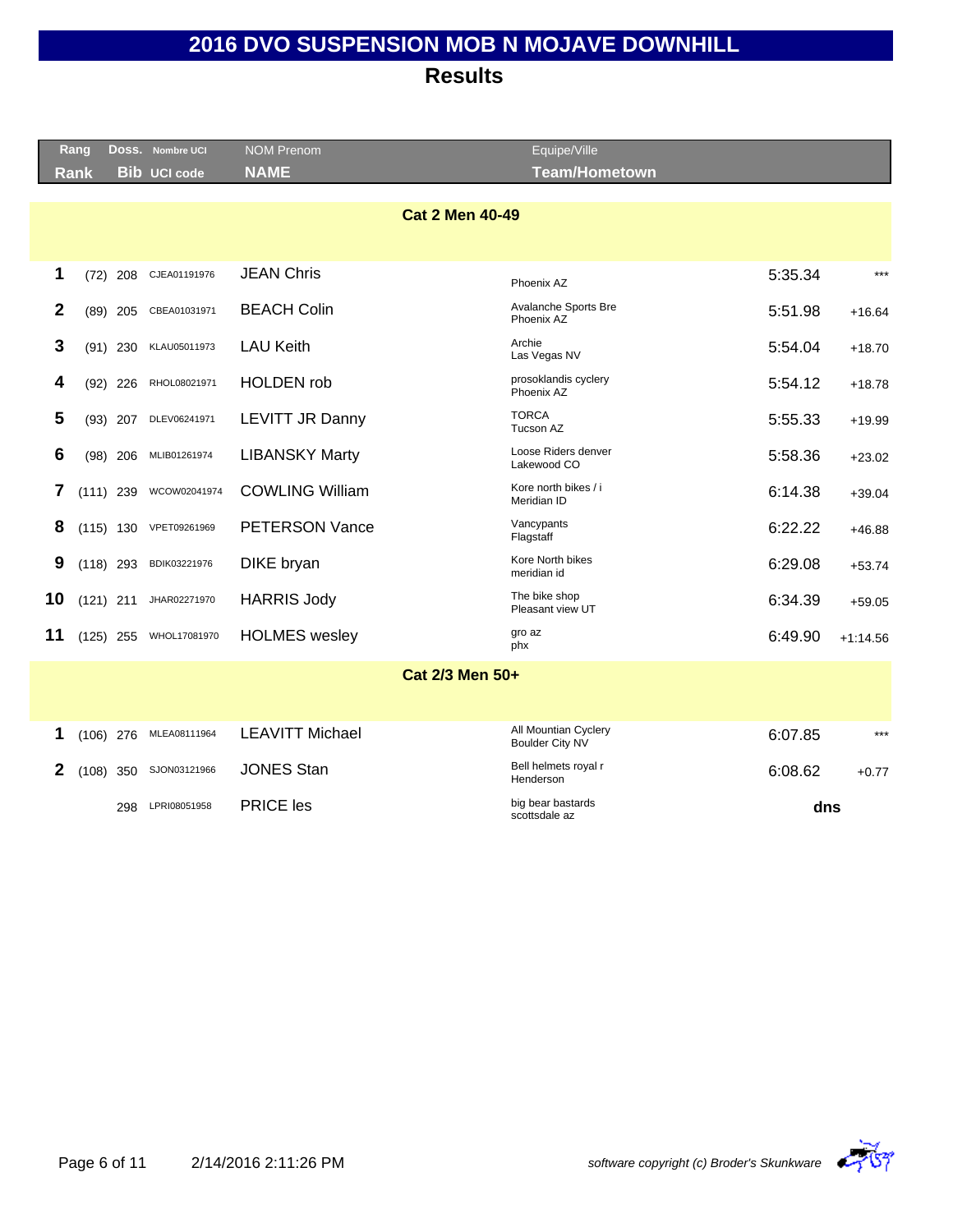# 2016 DVO SUSPENSION MOB N MOJAVE DOWNHILL

## Results

| Rang Rank | | Doss. Bib | Nombre UCI UCI code | NOM Prenom NAME | Equipe/Ville Team/Hometown | | |
|---|---|---|---|---|---|---|---|
| **Cat 2 Men 40-49** | | | | | | | |
| 1 | (72) | 208 | CJEA01191976 | JEAN Chris | Phoenix AZ | 5:35.34 | *** |
| 2 | (89) | 205 | CBEA01031971 | BEACH Colin | Avalanche Sports Bre Phoenix AZ | 5:51.98 | +16.64 |
| 3 | (91) | 230 | KLAU05011973 | LAU Keith | Archie Las Vegas NV | 5:54.04 | +18.70 |
| 4 | (92) | 226 | RHOL08021971 | HOLDEN rob | prosoklandis cyclery Phoenix AZ | 5:54.12 | +18.78 |
| 5 | (93) | 207 | DLEV06241971 | LEVITT JR Danny | TORCA Tucson AZ | 5:55.33 | +19.99 |
| 6 | (98) | 206 | MLIB01261974 | LIBANSKY Marty | Loose Riders denver Lakewood CO | 5:58.36 | +23.02 |
| 7 | (111) | 239 | WCOW02041974 | COWLING William | Kore north bikes / i Meridian ID | 6:14.38 | +39.04 |
| 8 | (115) | 130 | VPET09261969 | PETERSON Vance | Vancypants Flagstaff | 6:22.22 | +46.88 |
| 9 | (118) | 293 | BDIK03221976 | DIKE bryan | Kore North bikes meridian id | 6:29.08 | +53.74 |
| 10 | (121) | 211 | JHAR02271970 | HARRIS Jody | The bike shop Pleasant view UT | 6:34.39 | +59.05 |
| 11 | (125) | 255 | WHOL17081970 | HOLMES wesley | gro az phx | 6:49.90 | +1:14.56 |
| **Cat 2/3 Men 50+** | | | | | | | |
| 1 | (106) | 276 | MLEA08111964 | LEAVITT Michael | All Mountian Cyclery Boulder City NV | 6:07.85 | *** |
| 2 | (108) | 350 | SJON03121966 | JONES Stan | Bell helmets royal r Henderson | 6:08.62 | +0.77 |
| | | 298 | LPRI08051958 | PRICE les | big bear bastards scottsdale az | dns | |

*software copyright (c) Broder's Skunkware*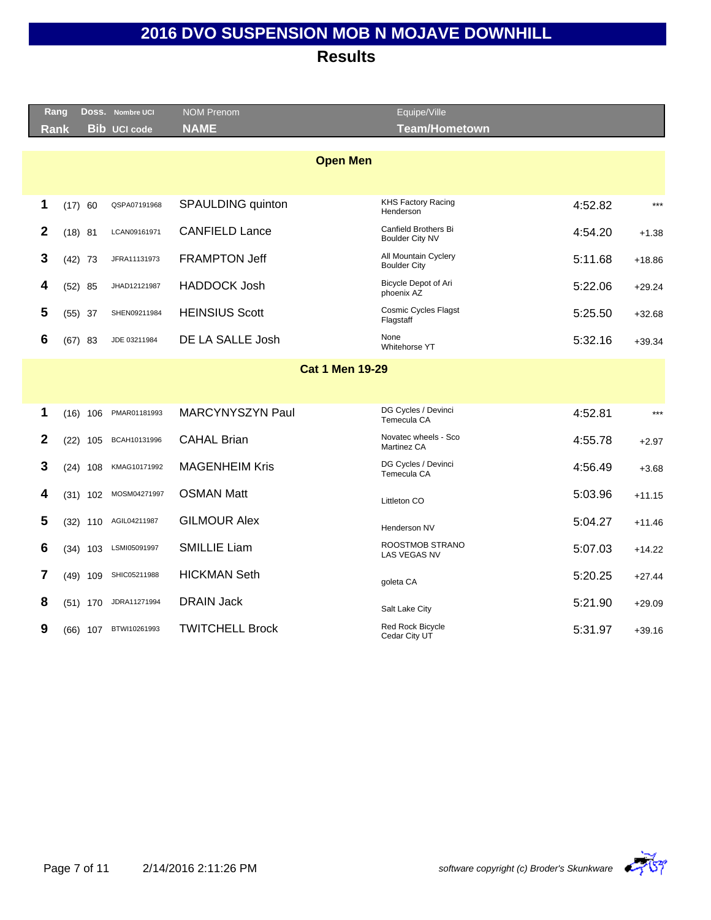# 2016 DVO SUSPENSION MOB N MOJAVE DOWNHILL

## Results

| Rang<br>Rank | | Doss.<br>Bib | Nombre UCI<br>UCI code | NOM Prenom<br>NAME | Equipe/Ville<br>Team/Hometown | | |
|---|---|---|---|---|---|---|---|
| **Open Men** | | | | | | | |
| 1 | (17) | 60 | QSPA07191968 | SPAULDING quinton | KHS Factory Racing<br>Henderson | 4:52.82 | *** |
| 2 | (18) | 81 | LCAN09161971 | CANFIELD Lance | Canfield Brothers Bi<br>Boulder City NV | 4:54.20 | +1.38 |
| 3 | (42) | 73 | JFRA11131973 | FRAMPTON Jeff | All Mountain Cyclery<br>Boulder City | 5:11.68 | +18.86 |
| 4 | (52) | 85 | JHAD12121987 | HADDOCK Josh | Bicycle Depot of Ari<br>phoenix AZ | 5:22.06 | +29.24 |
| 5 | (55) | 37 | SHEN09211984 | HEINSIUS Scott | Cosmic Cycles Flagst<br>Flagstaff | 5:25.50 | +32.68 |
| 6 | (67) | 83 | JDE 03211984 | DE LA SALLE Josh | None<br>Whitehorse YT | 5:32.16 | +39.34 |
| **Cat 1 Men 19-29** | | | | | | | |
| 1 | (16) | 106 | PMAR01181993 | MARCYNYSZYN Paul | DG Cycles / Devinci<br>Temecula CA | 4:52.81 | *** |
| 2 | (22) | 105 | BCAH10131996 | CAHAL Brian | Novatec wheels - Sco<br>Martinez CA | 4:55.78 | +2.97 |
| 3 | (24) | 108 | KMAG10171992 | MAGENHEIM Kris | DG Cycles / Devinci<br>Temecula CA | 4:56.49 | +3.68 |
| 4 | (31) | 102 | MOSM04271997 | OSMAN Matt | Littleton CO | 5:03.96 | +11.15 |
| 5 | (32) | 110 | AGIL04211987 | GILMOUR Alex | Henderson NV | 5:04.27 | +11.46 |
| 6 | (34) | 103 | LSMI05091997 | SMILLIE Liam | ROOSTMOB STRANO<br>LAS VEGAS NV | 5:07.03 | +14.22 |
| 7 | (49) | 109 | SHIC05211988 | HICKMAN Seth | goleta CA | 5:20.25 | +27.44 |
| 8 | (51) | 170 | JDRA11271994 | DRAIN Jack | Salt Lake City | 5:21.90 | +29.09 |
| 9 | (66) | 107 | BTWI10261993 | TWITCHELL Brock | Red Rock Bicycle<br>Cedar City UT | 5:31.97 | +39.16 |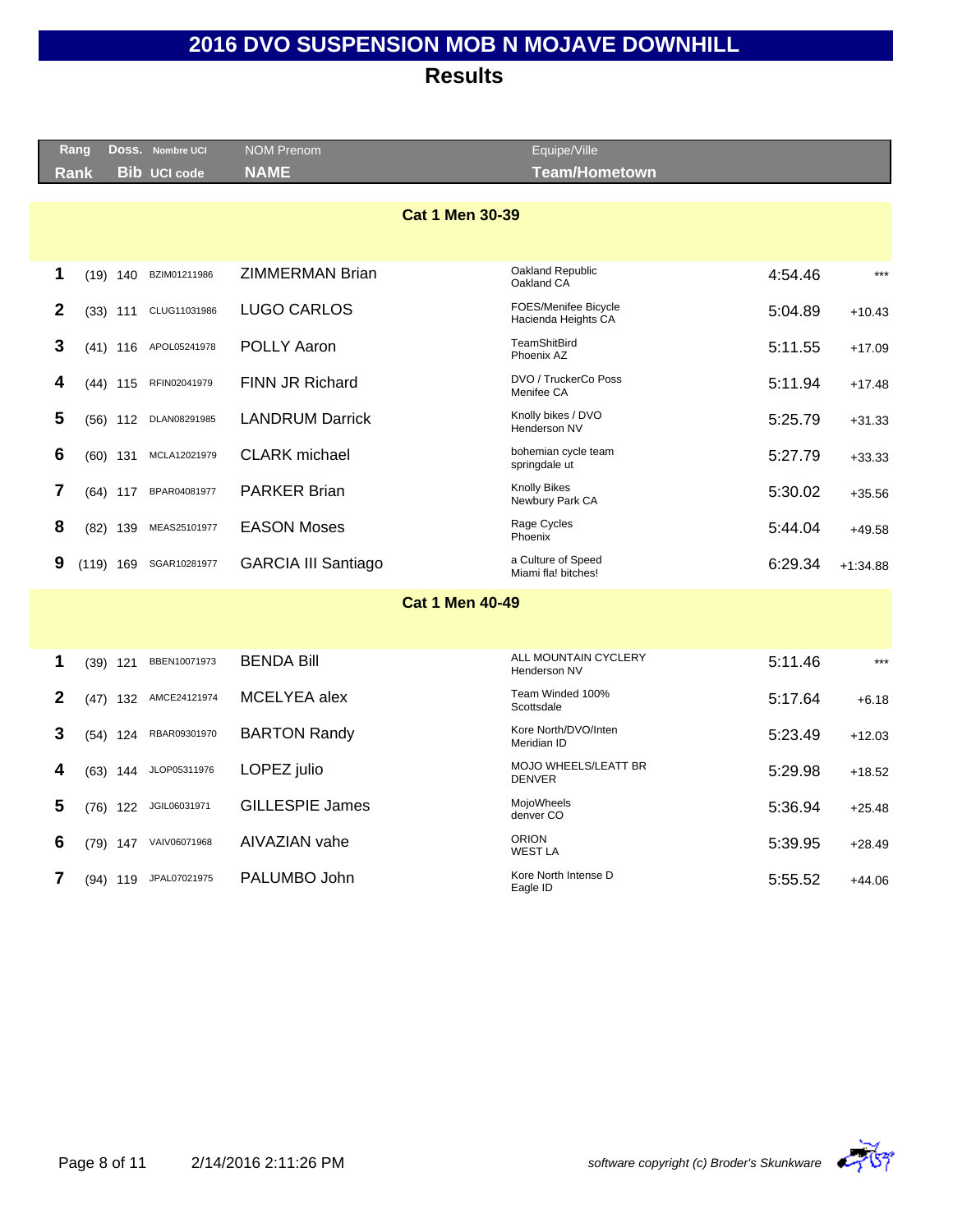# 2016 DVO SUSPENSION MOB N MOJAVE DOWNHILL

## Results

| Rang / Rank | | Doss. / Bib | Nombre UCI / UCI code | NOM Prenom / NAME | Equipe/Ville / Team/Hometown | | |
|---|---|---|---|---|---|---|---|
| **Cat 1 Men 30-39** | | | | | | | |
| 1 | (19) | 140 | BZIM01211986 | ZIMMERMAN Brian | Oakland Republic<br>Oakland CA | 4:54.46 | *** |
| 2 | (33) | 111 | CLUG11031986 | LUGO CARLOS | FOES/Menifee Bicycle<br>Hacienda Heights CA | 5:04.89 | +10.43 |
| 3 | (41) | 116 | APOL05241978 | POLLY Aaron | TeamShitBird<br>Phoenix AZ | 5:11.55 | +17.09 |
| 4 | (44) | 115 | RFIN02041979 | FINN JR Richard | DVO / TruckerCo Poss<br>Menifee CA | 5:11.94 | +17.48 |
| 5 | (56) | 112 | DLAN08291985 | LANDRUM Darrick | Knolly bikes / DVO<br>Henderson NV | 5:25.79 | +31.33 |
| 6 | (60) | 131 | MCLA12021979 | CLARK michael | bohemian cycle team<br>springdale ut | 5:27.79 | +33.33 |
| 7 | (64) | 117 | BPAR04081977 | PARKER Brian | Knolly Bikes<br>Newbury Park CA | 5:30.02 | +35.56 |
| 8 | (82) | 139 | MEAS25101977 | EASON Moses | Rage Cycles<br>Phoenix | 5:44.04 | +49.58 |
| 9 | (119) | 169 | SGAR10281977 | GARCIA III Santiago | a Culture of Speed<br>Miami fla! bitches! | 6:29.34 | +1:34.88 |
| **Cat 1 Men 40-49** | | | | | | | |
| 1 | (39) | 121 | BBEN10071973 | BENDA Bill | ALL MOUNTAIN CYCLERY<br>Henderson NV | 5:11.46 | *** |
| 2 | (47) | 132 | AMCE24121974 | MCELYEA alex | Team Winded 100%<br>Scottsdale | 5:17.64 | +6.18 |
| 3 | (54) | 124 | RBAR09301970 | BARTON Randy | Kore North/DVO/Inten<br>Meridian ID | 5:23.49 | +12.03 |
| 4 | (63) | 144 | JLOP05311976 | LOPEZ julio | MOJO WHEELS/LEATT BR<br>DENVER | 5:29.98 | +18.52 |
| 5 | (76) | 122 | JGIL06031971 | GILLESPIE James | MojoWheels<br>denver CO | 5:36.94 | +25.48 |
| 6 | (79) | 147 | VAIV06071968 | AIVAZIAN vahe | ORION<br>WEST LA | 5:39.95 | +28.49 |
| 7 | (94) | 119 | JPAL07021975 | PALUMBO John | Kore North Intense D<br>Eagle ID | 5:55.52 | +44.06 |

2/14/2016 2:11:26 PM

*software copyright (c) Broder's Skunkware*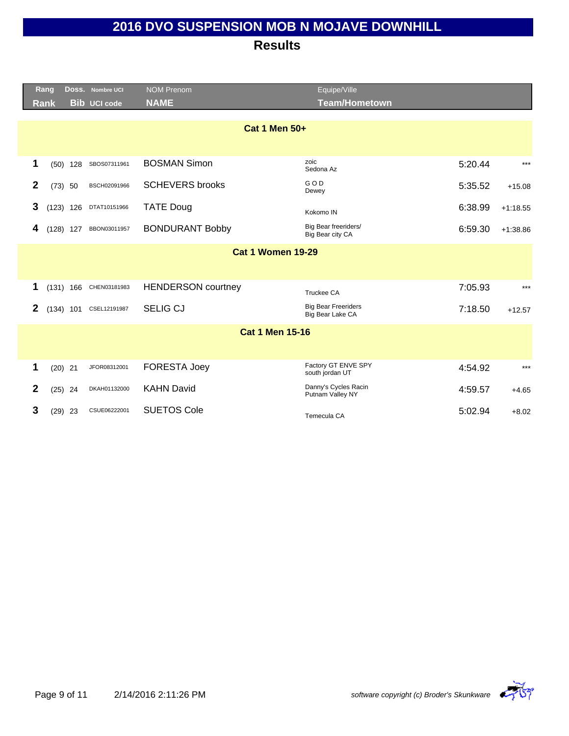# 2016 DVO SUSPENSION MOB N MOJAVE DOWNHILL

## Results

| Rang / Rank | | Doss. / Bib | Nombre UCI / UCI code | NOM Prenom / NAME | Equipe/Ville / Team/Hometown | | |
|---|---|---|---|---|---|---|---|
| **Cat 1 Men 50+** | | | | | | | |
| 1 | (50) | 128 | SBOS07311961 | BOSMAN Simon | zoic<br>Sedona Az | 5:20.44 | *** |
| 2 | (73) | 50 | BSCH02091966 | SCHEVERS brooks | G O D<br>Dewey | 5:35.52 | +15.08 |
| 3 | (123) | 126 | DTAT10151966 | TATE Doug | Kokomo IN | 6:38.99 | +1:18.55 |
| 4 | (128) | 127 | BBON03011957 | BONDURANT Bobby | Big Bear freeriders/<br>Big Bear city CA | 6:59.30 | +1:38.86 |
| **Cat 1 Women 19-29** | | | | | | | |
| 1 | (131) | 166 | CHEN03181983 | HENDERSON courtney | Truckee CA | 7:05.93 | *** |
| 2 | (134) | 101 | CSEL12191987 | SELIG CJ | Big Bear Freeriders<br>Big Bear Lake CA | 7:18.50 | +12.57 |
| **Cat 1 Men 15-16** | | | | | | | |
| 1 | (20) | 21 | JFOR08312001 | FORESTA Joey | Factory GT ENVE SPY<br>south jordan UT | 4:54.92 | *** |
| 2 | (25) | 24 | DKAH01132000 | KAHN David | Danny's Cycles Racin<br>Putnam Valley NY | 4:59.57 | +4.65 |
| 3 | (29) | 23 | CSUE06222001 | SUETOS Cole | Temecula CA | 5:02.94 | +8.02 |

2/14/2016 2:11:26 PM

*software copyright (c) Broder's Skunkware*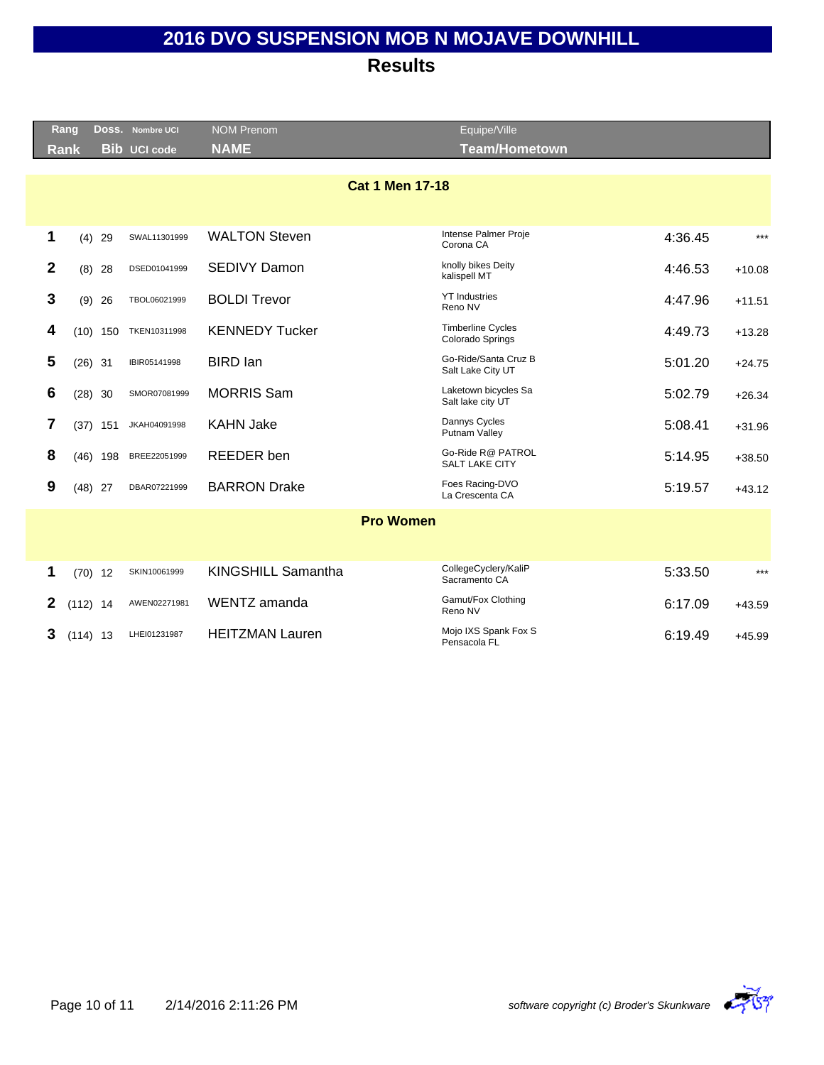# 2016 DVO SUSPENSION MOB N MOJAVE DOWNHILL

## Results

| Rang / Rank | | Doss. / Bib | Nombre UCI / UCI code | NOM Prenom / NAME | Equipe/Ville / Team/Hometown | | |
|---|---|---|---|---|---|---|---|
| **Cat 1 Men 17-18** | | | | | | | |
| 1 | (4) | 29 | SWAL11301999 | WALTON Steven | Intense Palmer Proje<br>Corona CA | 4:36.45 | *** |
| 2 | (8) | 28 | DSED01041999 | SEDIVY Damon | knolly bikes Deity<br>kalispell MT | 4:46.53 | +10.08 |
| 3 | (9) | 26 | TBOL06021999 | BOLDI Trevor | YT Industries<br>Reno NV | 4:47.96 | +11.51 |
| 4 | (10) | 150 | TKEN10311998 | KENNEDY Tucker | Timberline Cycles<br>Colorado Springs | 4:49.73 | +13.28 |
| 5 | (26) | 31 | IBIR05141998 | BIRD Ian | Go-Ride/Santa Cruz B<br>Salt Lake City UT | 5:01.20 | +24.75 |
| 6 | (28) | 30 | SMOR07081999 | MORRIS Sam | Laketown bicycles Sa<br>Salt lake city UT | 5:02.79 | +26.34 |
| 7 | (37) | 151 | JKAH04091998 | KAHN Jake | Dannys Cycles<br>Putnam Valley | 5:08.41 | +31.96 |
| 8 | (46) | 198 | BREE22051999 | REEDER ben | Go-Ride R@ PATROL<br>SALT LAKE CITY | 5:14.95 | +38.50 |
| 9 | (48) | 27 | DBAR07221999 | BARRON Drake | Foes Racing-DVO<br>La Crescenta CA | 5:19.57 | +43.12 |
| **Pro Women** | | | | | | | |
| 1 | (70) | 12 | SKIN10061999 | KINGSHILL Samantha | CollegeCyclery/KaliP<br>Sacramento CA | 5:33.50 | *** |
| 2 | (112) | 14 | AWEN02271981 | WENTZ amanda | Gamut/Fox Clothing<br>Reno NV | 6:17.09 | +43.59 |
| 3 | (114) | 13 | LHEI01231987 | HEITZMAN Lauren | Mojo IXS Spank Fox S<br>Pensacola FL | 6:19.49 | +45.99 |

2/14/2016 2:11:26 PM

*software copyright (c) Broder's Skunkware*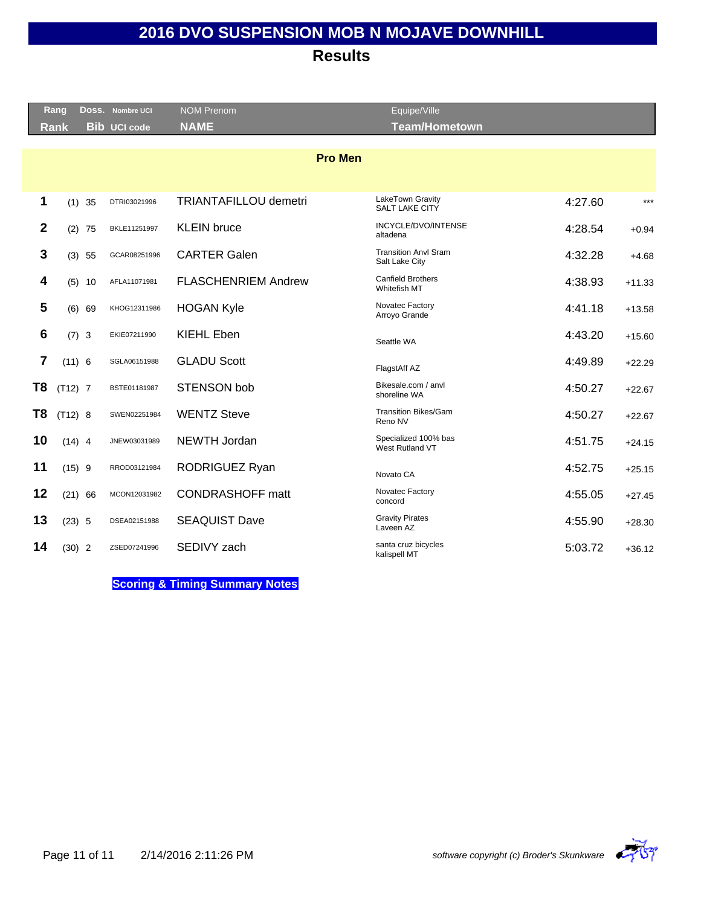# 2016 DVO SUSPENSION MOB N MOJAVE DOWNHILL

## Results

| Rang / Rank | | Doss. / Bib | Nombre UCI / UCI code | NOM Prenom / NAME | Equipe/Ville / Team/Hometown | | |
|---|---|---|---|---|---|---|---|
| **Pro Men** | | | | | | | |
| 1 | (1) | 35 | DTRI03021996 | TRIANTAFILLOU demetri | LakeTown Gravity SALT LAKE CITY | 4:27.60 | *** |
| 2 | (2) | 75 | BKLE11251997 | KLEIN bruce | INCYCLE/DVO/INTENSE altadena | 4:28.54 | +0.94 |
| 3 | (3) | 55 | GCAR08251996 | CARTER Galen | Transition Anvl Sram Salt Lake City | 4:32.28 | +4.68 |
| 4 | (5) | 10 | AFLA11071981 | FLASCHENRIEM Andrew | Canfield Brothers Whitefish MT | 4:38.93 | +11.33 |
| 5 | (6) | 69 | KHOG12311986 | HOGAN Kyle | Novatec Factory Arroyo Grande | 4:41.18 | +13.58 |
| 6 | (7) | 3 | EKIE07211990 | KIEHL Eben | Seattle WA | 4:43.20 | +15.60 |
| 7 | (11) | 6 | SGLA06151988 | GLADU Scott | FlagstAff AZ | 4:49.89 | +22.29 |
| T8 | (T12) | 7 | BSTE01181987 | STENSON bob | Bikesale.com / anvl shoreline WA | 4:50.27 | +22.67 |
| T8 | (T12) | 8 | SWEN02251984 | WENTZ Steve | Transition Bikes/Gam Reno NV | 4:50.27 | +22.67 |
| 10 | (14) | 4 | JNEW03031989 | NEWTH Jordan | Specialized 100% bas West Rutland VT | 4:51.75 | +24.15 |
| 11 | (15) | 9 | RROD03121984 | RODRIGUEZ Ryan | Novato CA | 4:52.75 | +25.15 |
| 12 | (21) | 66 | MCON12031982 | CONDRASHOFF matt | Novatec Factory concord | 4:55.05 | +27.45 |
| 13 | (23) | 5 | DSEA02151988 | SEAQUIST Dave | Gravity Pirates Laveen AZ | 4:55.90 | +28.30 |
| 14 | (30) | 2 | ZSED07241996 | SEDIVY zach | santa cruz bicycles kalispell MT | 5:03.72 | +36.12 |

**Scoring & Timing Summary Notes**

2/14/2016 2:11:26 PM

*software copyright (c) Broder's Skunkware*